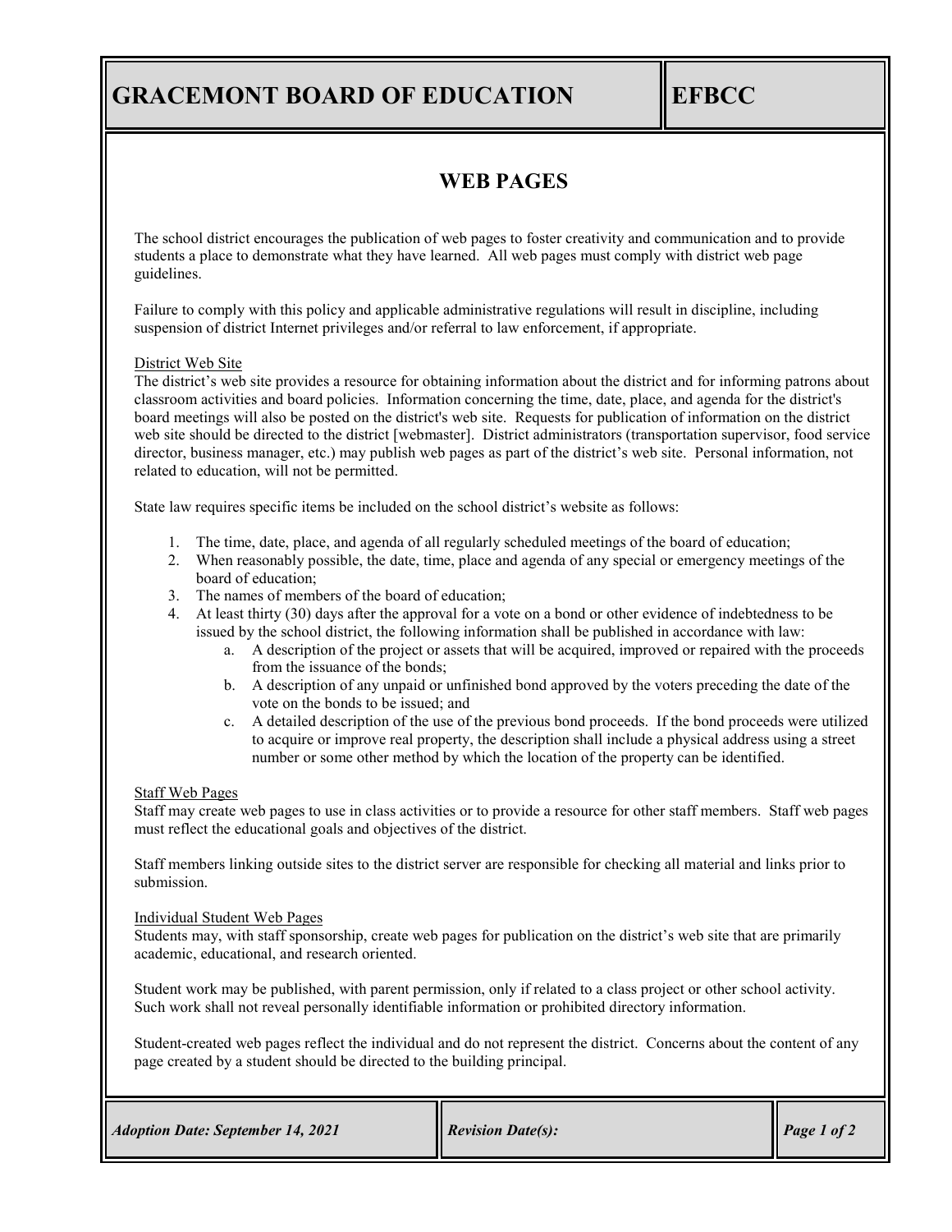# GRACEMONT BOARD OF EDUCATION

**EFBCC**

## WEB PAGES

The school district encourages the publication of web pages to foster creativity and communication and to provide students a place to demonstrate what they have learned. All web pages must comply with district web page guidelines.

Failure to comply with this policy and applicable administrative regulations will result in discipline, including suspension of district Internet privileges and/or referral to law enforcement, if appropriate.

District Web Site

The district's web site provides a resource for obtaining information about the district and for informing patrons about classroom activities and board policies. Information concerning the time, date, place, and agenda for the district's board meetings will also be posted on the district's web site. Requests for publication of information on the district web site should be directed to the district [webmaster]. District administrators (transportation supervisor, food service director, business manager, etc.) may publish web pages as part of the district's web site. Personal information, not related to education, will not be permitted.

State law requires specific items be included on the school district's website as follows:

1. The time, date, place, and agenda of all regularly scheduled meetings of the board of education;
2. When reasonably possible, the date, time, place and agenda of any special or emergency meetings of the board of education;
3. The names of members of the board of education;
4. At least thirty (30) days after the approval for a vote on a bond or other evidence of indebtedness to be issued by the school district, the following information shall be published in accordance with law:
   a. A description of the project or assets that will be acquired, improved or repaired with the proceeds from the issuance of the bonds;
   b. A description of any unpaid or unfinished bond approved by the voters preceding the date of the vote on the bonds to be issued; and
   c. A detailed description of the use of the previous bond proceeds. If the bond proceeds were utilized to acquire or improve real property, the description shall include a physical address using a street number or some other method by which the location of the property can be identified.

Staff Web Pages

Staff may create web pages to use in class activities or to provide a resource for other staff members. Staff web pages must reflect the educational goals and objectives of the district.

Staff members linking outside sites to the district server are responsible for checking all material and links prior to submission.

Individual Student Web Pages

Students may, with staff sponsorship, create web pages for publication on the district's web site that are primarily academic, educational, and research oriented.

Student work may be published, with parent permission, only if related to a class project or other school activity. Such work shall not reveal personally identifiable information or prohibited directory information.

Student-created web pages reflect the individual and do not represent the district. Concerns about the content of any page created by a student should be directed to the building principal.

*Adoption Date: September 14, 2021* | *Revision Date(s):*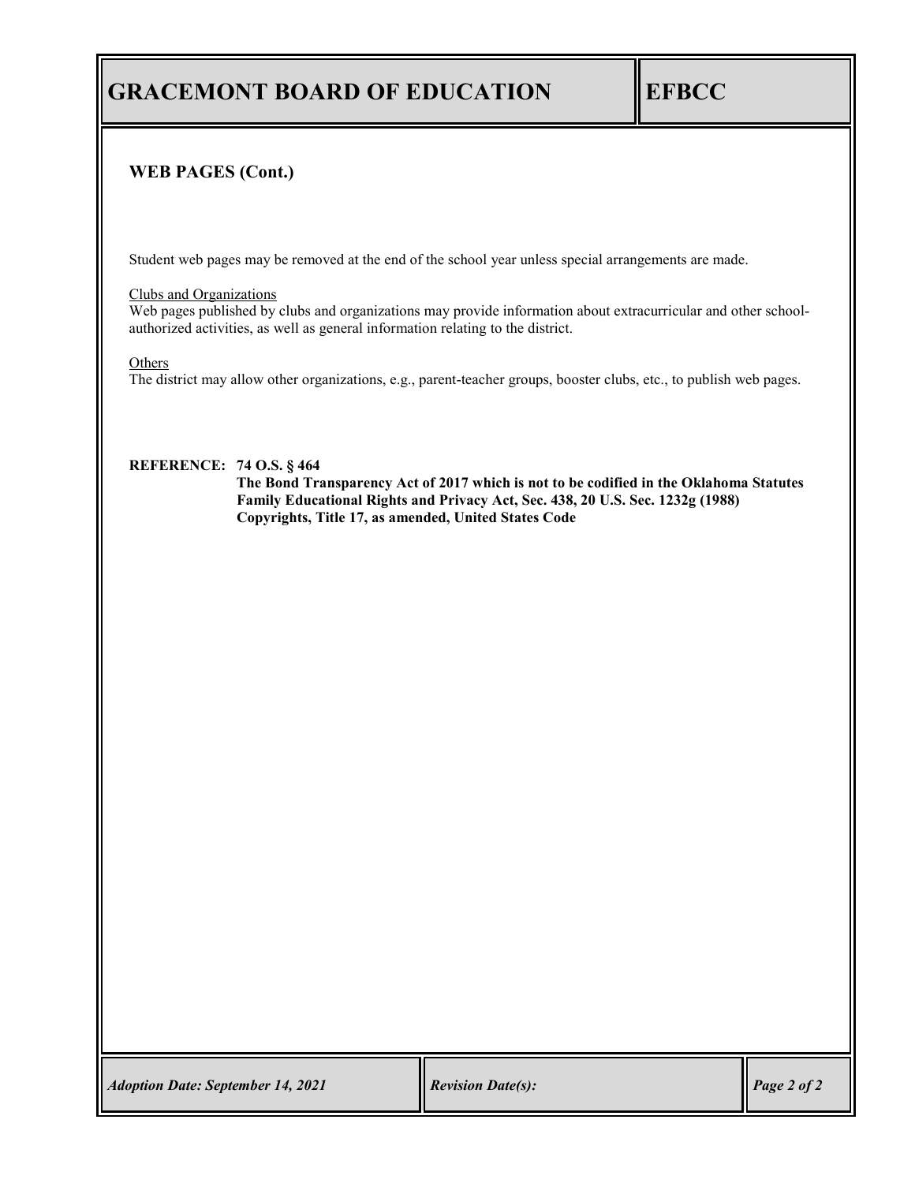## WEB PAGES (Cont.)

Student web pages may be removed at the end of the school year unless special arrangements are made.

Clubs and Organizations
Web pages published by clubs and organizations may provide information about extracurricular and other school-authorized activities, as well as general information relating to the district.

Others
The district may allow other organizations, e.g., parent-teacher groups, booster clubs, etc., to publish web pages.

**REFERENCE: 74 O.S. § 464**
**The Bond Transparency Act of 2017 which is not to be codified in the Oklahoma Statutes**
**Family Educational Rights and Privacy Act, Sec. 438, 20 U.S. Sec. 1232g (1988)**
**Copyrights, Title 17, as amended, United States Code**

*Adoption Date: September 14, 2021* | *Revision Date(s):*